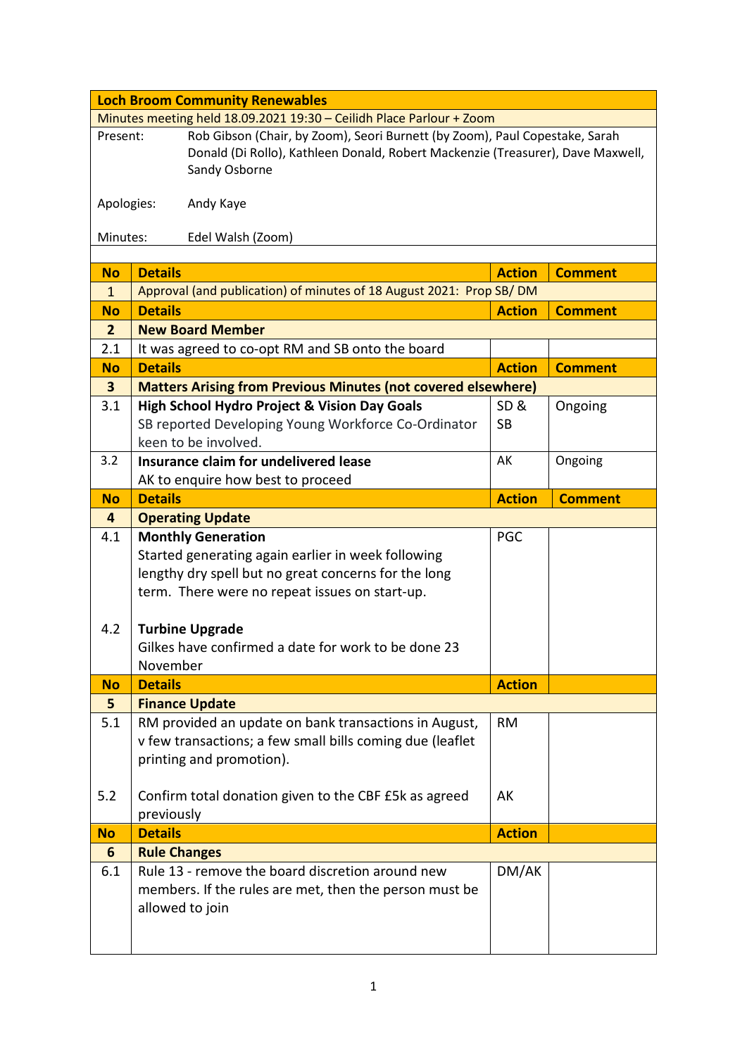| **Loch Broom Community Renewables** | | | |
|---|---|---|---|
| Minutes meeting held 18.09.2021 19:30 – Ceilidh Place Parlour + Zoom | | | |
| Present: Rob Gibson (Chair, by Zoom), Seori Burnett (by Zoom), Paul Copestake, Sarah Donald (Di Rollo), Kathleen Donald, Robert Mackenzie (Treasurer), Dave Maxwell, Sandy Osborne<br><br>Apologies: Andy Kaye<br><br>Minutes: Edel Walsh (Zoom) | | | |

| **No** | **Details** | **Action** | **Comment** |
|---|---|---|---|
| 1 | Approval (and publication) of minutes of 18 August 2021: Prop SB/ DM | | |
| **No** | **Details** | **Action** | **Comment** |
| **2** | **New Board Member** | | |
| 2.1 | It was agreed to co-opt RM and SB onto the board | | |
| **No** | **Details** | **Action** | **Comment** |
| **3** | **Matters Arising from Previous Minutes (not covered elsewhere)** | | |
| 3.1 | **High School Hydro Project & Vision Day Goals**<br>SB reported Developing Young Workforce Co-Ordinator keen to be involved. | SD & SB | Ongoing |
| 3.2 | **Insurance claim for undelivered lease**<br>AK to enquire how best to proceed | AK | Ongoing |
| **No** | **Details** | **Action** | **Comment** |
| **4** | **Operating Update** | | |
| 4.1<br><br><br><br><br>4.2 | **Monthly Generation**<br>Started generating again earlier in week following lengthy dry spell but no great concerns for the long term. There were no repeat issues on start-up.<br><br>**Turbine Upgrade**<br>Gilkes have confirmed a date for work to be done 23 November | PGC | |
| **No** | **Details** | **Action** | |
| **5** | **Finance Update** | | |
| 5.1 | RM provided an update on bank transactions in August, v few transactions; a few small bills coming due (leaflet printing and promotion). | RM | |
| 5.2 | Confirm total donation given to the CBF £5k as agreed previously | AK | |
| **No** | **Details** | **Action** | |
| **6** | **Rule Changes** | | |
| 6.1 | Rule 13 - remove the board discretion around new members. If the rules are met, then the person must be allowed to join | DM/AK | |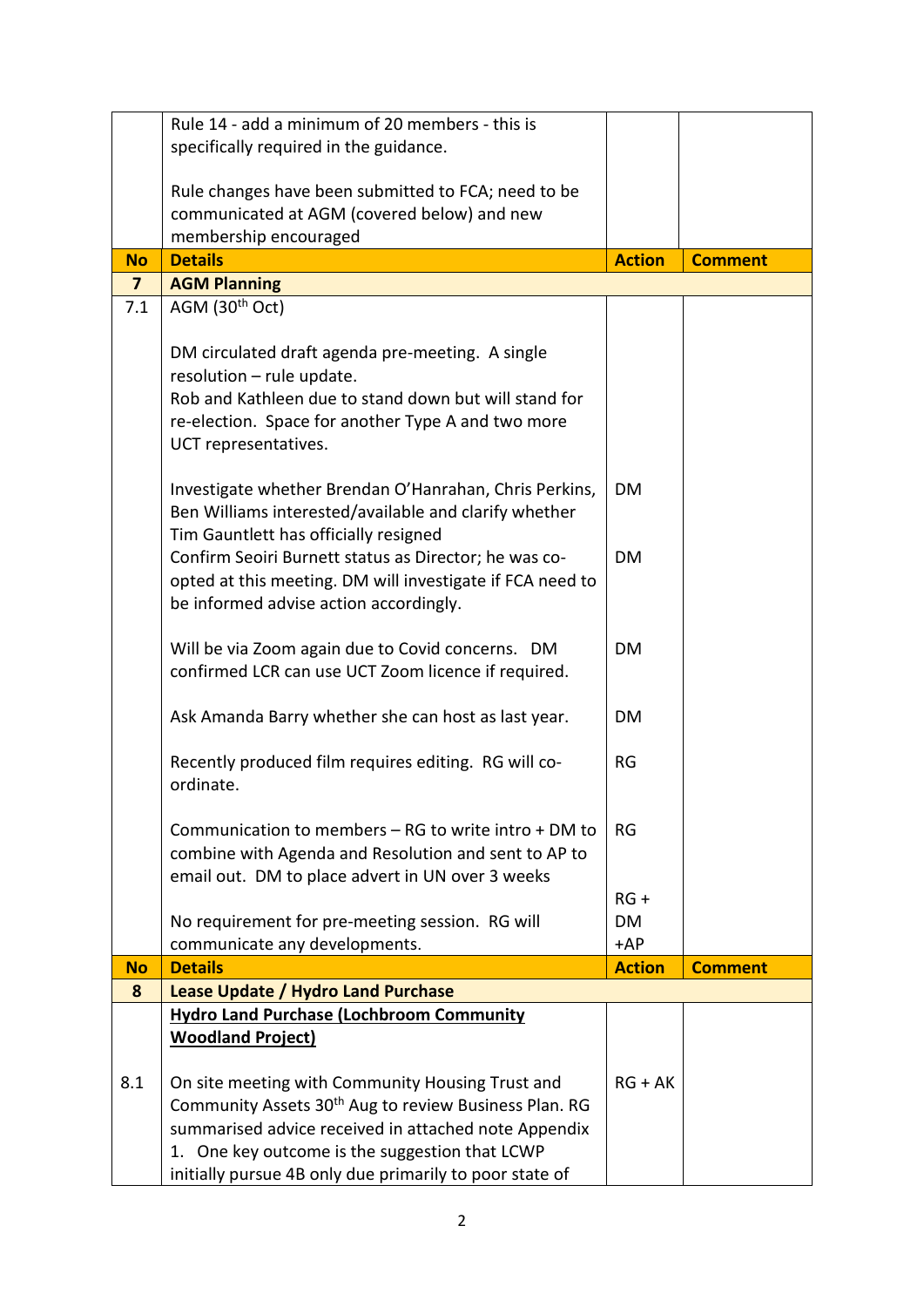| No | Details | Action | Comment |
|---|---|---|---|
| | Rule 14 - add a minimum of 20 members - this is specifically required in the guidance.<br><br>Rule changes have been submitted to FCA; need to be communicated at AGM (covered below) and new membership encouraged | | |
| **No** | **Details** | **Action** | **Comment** |
| **7** | **AGM Planning** | | |
| 7.1 | AGM (30th Oct)<br><br>DM circulated draft agenda pre-meeting. A single resolution – rule update.<br>Rob and Kathleen due to stand down but will stand for re-election. Space for another Type A and two more UCT representatives. | | |
| | Investigate whether Brendan O'Hanrahan, Chris Perkins, Ben Williams interested/available and clarify whether Tim Gauntlett has officially resigned | DM | |
| | Confirm Seoiri Burnett status as Director; he was co-opted at this meeting. DM will investigate if FCA need to be informed advise action accordingly. | DM | |
| | Will be via Zoom again due to Covid concerns. DM confirmed LCR can use UCT Zoom licence if required. | DM | |
| | Ask Amanda Barry whether she can host as last year. | DM | |
| | Recently produced film requires editing. RG will co-ordinate. | RG | |
| | Communication to members – RG to write intro + DM to combine with Agenda and Resolution and sent to AP to email out. DM to place advert in UN over 3 weeks | RG | |
| | No requirement for pre-meeting session. RG will communicate any developments. | RG + DM +AP | |
| **No** | **Details** | **Action** | **Comment** |
| **8** | **Lease Update / Hydro Land Purchase** | | |
| | **Hydro Land Purchase (Lochbroom Community Woodland Project)** | | |
| 8.1 | On site meeting with Community Housing Trust and Community Assets 30th Aug to review Business Plan. RG summarised advice received in attached note Appendix 1. One key outcome is the suggestion that LCWP initially pursue 4B only due primarily to poor state of | RG + AK | |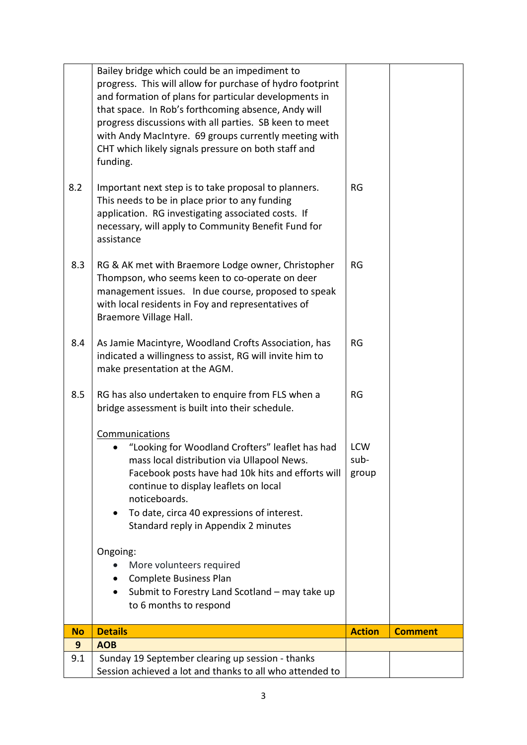| | | | |
|---|---|---|---|
| | Bailey bridge which could be an impediment to progress. This will allow for purchase of hydro footprint and formation of plans for particular developments in that space. In Rob's forthcoming absence, Andy will progress discussions with all parties. SB keen to meet with Andy MacIntyre. 69 groups currently meeting with CHT which likely signals pressure on both staff and funding. | | |
| 8.2 | Important next step is to take proposal to planners. This needs to be in place prior to any funding application. RG investigating associated costs. If necessary, will apply to Community Benefit Fund for assistance | RG | |
| 8.3 | RG & AK met with Braemore Lodge owner, Christopher Thompson, who seems keen to co-operate on deer management issues. In due course, proposed to speak with local residents in Foy and representatives of Braemore Village Hall. | RG | |
| 8.4 | As Jamie Macintyre, Woodland Crofts Association, has indicated a willingness to assist, RG will invite him to make presentation at the AGM. | RG | |
| 8.5 | RG has also undertaken to enquire from FLS when a bridge assessment is built into their schedule. | RG | |
| | <u>Communications</u><br>• "Looking for Woodland Crofters" leaflet has had mass local distribution via Ullapool News. Facebook posts have had 10k hits and efforts will continue to display leaflets on local noticeboards.<br>• To date, circa 40 expressions of interest. Standard reply in Appendix 2 minutes<br><br>Ongoing:<br>• More volunteers required<br>• Complete Business Plan<br>• Submit to Forestry Land Scotland – may take up to 6 months to respond | LCW sub-group | |
| **No** | **Details** | **Action** | **Comment** |
| **9** | **AOB** | | |
| 9.1 | Sunday 19 September clearing up session - thanks<br>Session achieved a lot and thanks to all who attended to | | |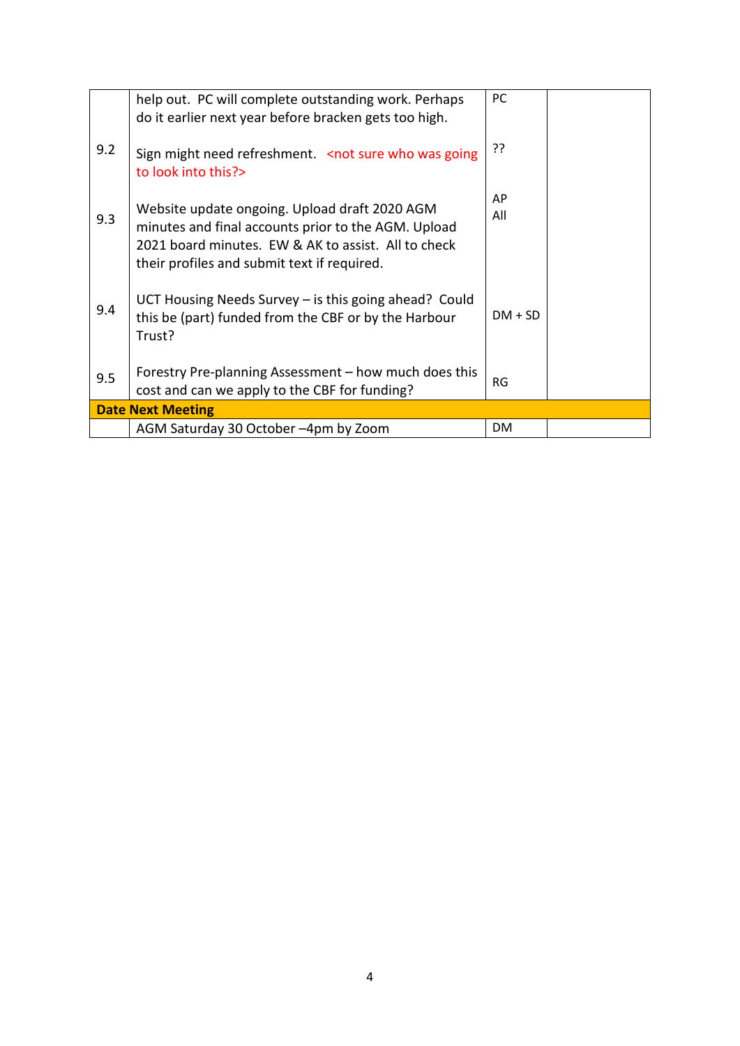| | | | |
|---|---|---|---|
| | help out. PC will complete outstanding work. Perhaps do it earlier next year before bracken gets too high. | PC | |
| 9.2 | Sign might need refreshment. <not sure who was going to look into this?> | ?? | |
| 9.3 | Website update ongoing. Upload draft 2020 AGM minutes and final accounts prior to the AGM. Upload 2021 board minutes. EW & AK to assist. All to check their profiles and submit text if required. | AP<br>All | |
| 9.4 | UCT Housing Needs Survey – is this going ahead? Could this be (part) funded from the CBF or by the Harbour Trust? | DM + SD | |
| 9.5 | Forestry Pre-planning Assessment – how much does this cost and can we apply to the CBF for funding? | RG | |
| **Date Next Meeting** | | | |
| | AGM Saturday 30 October –4pm by Zoom | DM | |